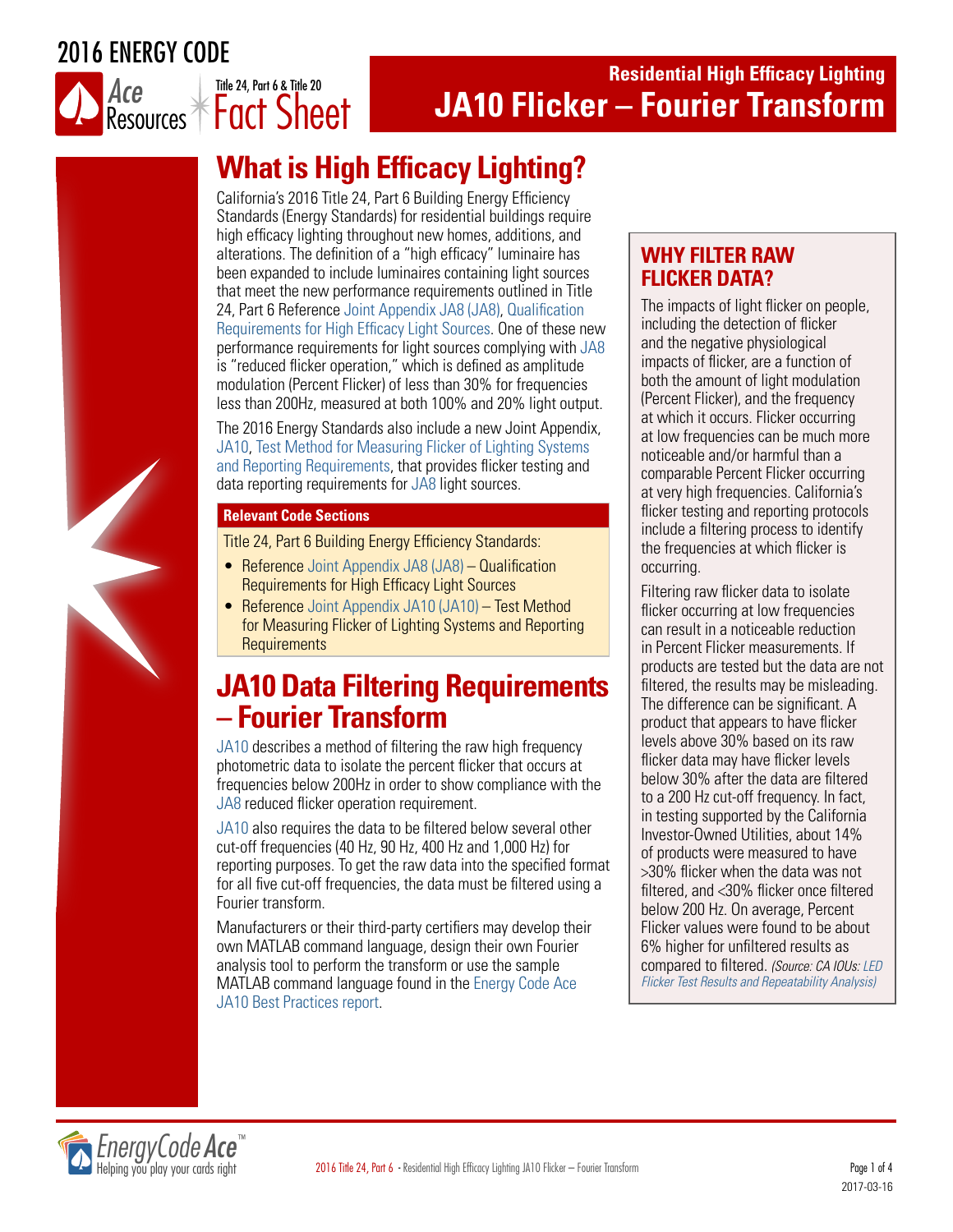2016 ENERGY CODE

Ace Resources — Title 24, Part 6 & Title 20 Fact Sheet

# Residential High Efficacy Lighting
# JA10 Flicker – Fourier Transform

## What is High Efficacy Lighting?

California's 2016 Title 24, Part 6 Building Energy Efficiency Standards (Energy Standards) for residential buildings require high efficacy lighting throughout new homes, additions, and alterations. The definition of a "high efficacy" luminaire has been expanded to include luminaires containing light sources that meet the new performance requirements outlined in Title 24, Part 6 Reference Joint Appendix JA8 (JA8), Qualification Requirements for High Efficacy Light Sources. One of these new performance requirements for light sources complying with JA8 is "reduced flicker operation," which is defined as amplitude modulation (Percent Flicker) of less than 30% for frequencies less than 200Hz, measured at both 100% and 20% light output.

The 2016 Energy Standards also include a new Joint Appendix, JA10, Test Method for Measuring Flicker of Lighting Systems and Reporting Requirements, that provides flicker testing and data reporting requirements for JA8 light sources.

**Relevant Code Sections**

Title 24, Part 6 Building Energy Efficiency Standards:

- Reference Joint Appendix JA8 (JA8) – Qualification Requirements for High Efficacy Light Sources
- Reference Joint Appendix JA10 (JA10) – Test Method for Measuring Flicker of Lighting Systems and Reporting Requirements

## JA10 Data Filtering Requirements – Fourier Transform

JA10 describes a method of filtering the raw high frequency photometric data to isolate the percent flicker that occurs at frequencies below 200Hz in order to show compliance with the JA8 reduced flicker operation requirement.

JA10 also requires the data to be filtered below several other cut-off frequencies (40 Hz, 90 Hz, 400 Hz and 1,000 Hz) for reporting purposes. To get the raw data into the specified format for all five cut-off frequencies, the data must be filtered using a Fourier transform.

Manufacturers or their third-party certifiers may develop their own MATLAB command language, design their own Fourier analysis tool to perform the transform or use the sample MATLAB command language found in the Energy Code Ace JA10 Best Practices report.

### WHY FILTER RAW FLICKER DATA?

The impacts of light flicker on people, including the detection of flicker and the negative physiological impacts of flicker, are a function of both the amount of light modulation (Percent Flicker), and the frequency at which it occurs. Flicker occurring at low frequencies can be much more noticeable and/or harmful than a comparable Percent Flicker occurring at very high frequencies. California's flicker testing and reporting protocols include a filtering process to identify the frequencies at which flicker is occurring.

Filtering raw flicker data to isolate flicker occurring at low frequencies can result in a noticeable reduction in Percent Flicker measurements. If products are tested but the data are not filtered, the results may be misleading. The difference can be significant. A product that appears to have flicker levels above 30% based on its raw flicker data may have flicker levels below 30% after the data are filtered to a 200 Hz cut-off frequency. In fact, in testing supported by the California Investor-Owned Utilities, about 14% of products were measured to have >30% flicker when the data was not filtered, and <30% flicker once filtered below 200 Hz. On average, Percent Flicker values were found to be about 6% higher for unfiltered results as compared to filtered. *(Source: CA IOUs: LED Flicker Test Results and Repeatability Analysis)*

2017-03-16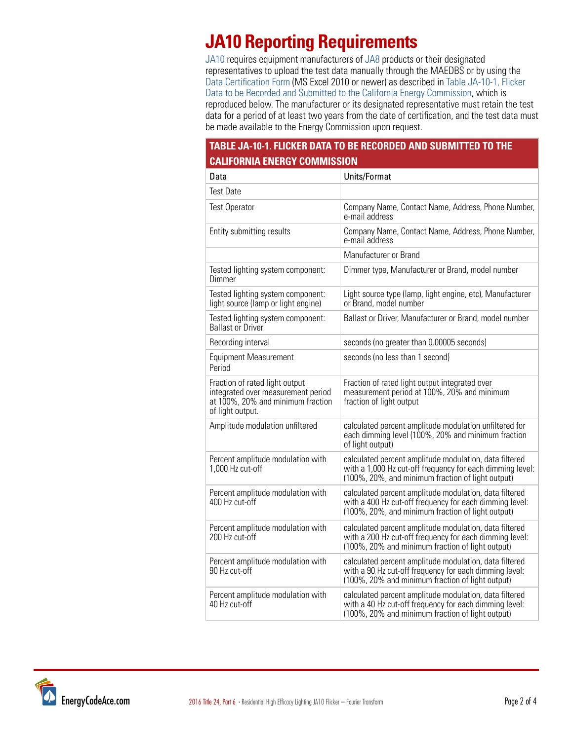# JA10 Reporting Requirements

JA10 requires equipment manufacturers of JA8 products or their designated representatives to upload the test data manually through the MAEDBS or by using the Data Certification Form (MS Excel 2010 or newer) as described in Table JA-10-1, Flicker Data to be Recorded and Submitted to the California Energy Commission, which is reproduced below. The manufacturer or its designated representative must retain the test data for a period of at least two years from the date of certification, and the test data must be made available to the Energy Commission upon request.

**TABLE JA-10-1. FLICKER DATA TO BE RECORDED AND SUBMITTED TO THE CALIFORNIA ENERGY COMMISSION**

| Data | Units/Format |
|---|---|
| Test Date | |
| Test Operator | Company Name, Contact Name, Address, Phone Number, e-mail address |
| Entity submitting results | Company Name, Contact Name, Address, Phone Number, e-mail address |
| | Manufacturer or Brand |
| Tested lighting system component: Dimmer | Dimmer type, Manufacturer or Brand, model number |
| Tested lighting system component: light source (lamp or light engine) | Light source type (lamp, light engine, etc), Manufacturer or Brand, model number |
| Tested lighting system component: Ballast or Driver | Ballast or Driver, Manufacturer or Brand, model number |
| Recording interval | seconds (no greater than 0.00005 seconds) |
| Equipment Measurement Period | seconds (no less than 1 second) |
| Fraction of rated light output integrated over measurement period at 100%, 20% and minimum fraction of light output. | Fraction of rated light output integrated over measurement period at 100%, 20% and minimum fraction of light output |
| Amplitude modulation unfiltered | calculated percent amplitude modulation unfiltered for each dimming level (100%, 20% and minimum fraction of light output) |
| Percent amplitude modulation with 1,000 Hz cut-off | calculated percent amplitude modulation, data filtered with a 1,000 Hz cut-off frequency for each dimming level: (100%, 20%, and minimum fraction of light output) |
| Percent amplitude modulation with 400 Hz cut-off | calculated percent amplitude modulation, data filtered with a 400 Hz cut-off frequency for each dimming level: (100%, 20%, and minimum fraction of light output) |
| Percent amplitude modulation with 200 Hz cut-off | calculated percent amplitude modulation, data filtered with a 200 Hz cut-off frequency for each dimming level: (100%, 20% and minimum fraction of light output) |
| Percent amplitude modulation with 90 Hz cut-off | calculated percent amplitude modulation, data filtered with a 90 Hz cut-off frequency for each dimming level: (100%, 20% and minimum fraction of light output) |
| Percent amplitude modulation with 40 Hz cut-off | calculated percent amplitude modulation, data filtered with a 40 Hz cut-off frequency for each dimming level: (100%, 20% and minimum fraction of light output) |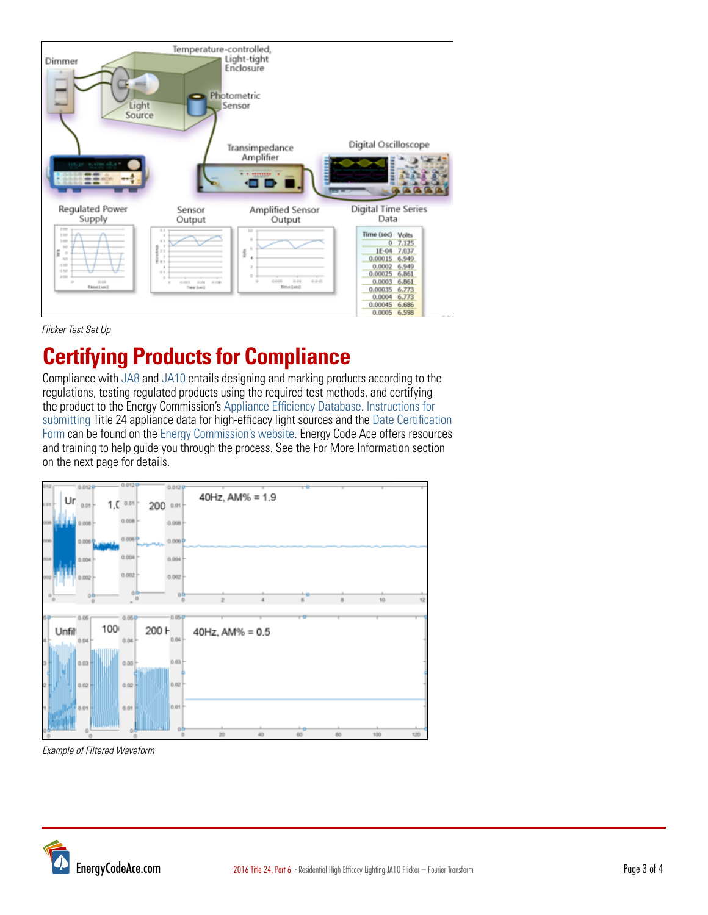*Flicker Test Set Up*

# Certifying Products for Compliance

Compliance with JA8 and JA10 entails designing and marking products according to the regulations, testing regulated products using the required test methods, and certifying the product to the Energy Commission's Appliance Efficiency Database. Instructions for submitting Title 24 appliance data for high-efficacy light sources and the Date Certification Form can be found on the Energy Commission's website. Energy Code Ace offers resources and training to help guide you through the process. See the For More Information section on the next page for details.

*Example of Filtered Waveform*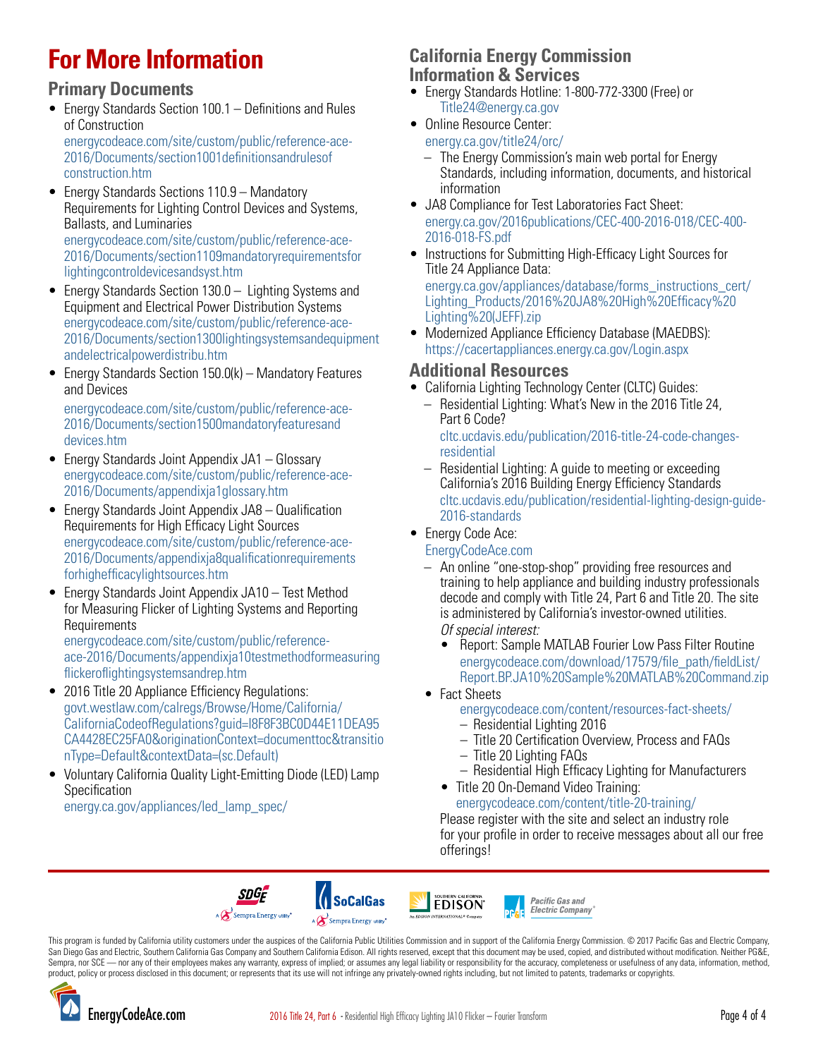# For More Information

## Primary Documents

- Energy Standards Section 100.1 – Definitions and Rules of Construction
  energycodeace.com/site/custom/public/reference-ace-2016/Documents/section1001definitionsandrulesofconstruction.htm
- Energy Standards Sections 110.9 – Mandatory Requirements for Lighting Control Devices and Systems, Ballasts, and Luminaries
  energycodeace.com/site/custom/public/reference-ace-2016/Documents/section1109mandatoryrequirementsforlightingcontroldevicesandsyst.htm
- Energy Standards Section 130.0 – Lighting Systems and Equipment and Electrical Power Distribution Systems
  energycodeace.com/site/custom/public/reference-ace-2016/Documents/section1300lightingsystemsandequipmentandelectricalpowerdistribu.htm
- Energy Standards Section 150.0(k) – Mandatory Features and Devices
  energycodeace.com/site/custom/public/reference-ace-2016/Documents/section1500mandatoryfeaturesanddevices.htm
- Energy Standards Joint Appendix JA1 – Glossary
  energycodeace.com/site/custom/public/reference-ace-2016/Documents/appendixja1glossary.htm
- Energy Standards Joint Appendix JA8 – Qualification Requirements for High Efficacy Light Sources
  energycodeace.com/site/custom/public/reference-ace-2016/Documents/appendixja8qualificationrequirementsforhighefficacylightsources.htm
- Energy Standards Joint Appendix JA10 – Test Method for Measuring Flicker of Lighting Systems and Reporting Requirements
  energycodeace.com/site/custom/public/reference-ace-2016/Documents/appendixja10testmethodformeasuringflickeroflightingsystemsandrep.htm
- 2016 Title 20 Appliance Efficiency Regulations:
  govt.westlaw.com/calregs/Browse/Home/California/CaliforniaCodeofRegulations?guid=I8F8F3BC0D44E11DEA95CA4428EC25FA0&originationContext=documenttoc&transitionType=Default&contextData=(sc.Default)
- Voluntary California Quality Light-Emitting Diode (LED) Lamp Specification
  energy.ca.gov/appliances/led_lamp_spec/

## California Energy Commission Information & Services

- Energy Standards Hotline: 1-800-772-3300 (Free) or Title24@energy.ca.gov
- Online Resource Center:
  energy.ca.gov/title24/orc/
  - The Energy Commission's main web portal for Energy Standards, including information, documents, and historical information
- JA8 Compliance for Test Laboratories Fact Sheet:
  energy.ca.gov/2016publications/CEC-400-2016-018/CEC-400-2016-018-FS.pdf
- Instructions for Submitting High-Efficacy Light Sources for Title 24 Appliance Data:
  energy.ca.gov/appliances/database/forms_instructions_cert/Lighting_Products/2016%20JA8%20High%20Efficacy%20Lighting%20(JEFF).zip
- Modernized Appliance Efficiency Database (MAEDBS):
  https://cacertappliances.energy.ca.gov/Login.aspx

## Additional Resources

- California Lighting Technology Center (CLTC) Guides:
  - Residential Lighting: What's New in the 2016 Title 24, Part 6 Code?
    cltc.ucdavis.edu/publication/2016-title-24-code-changes-residential
  - Residential Lighting: A guide to meeting or exceeding California's 2016 Building Energy Efficiency Standards
    cltc.ucdavis.edu/publication/residential-lighting-design-guide-2016-standards
- Energy Code Ace:
  EnergyCodeAce.com
  - An online "one-stop-shop" providing free resources and training to help appliance and building industry professionals decode and comply with Title 24, Part 6 and Title 20. The site is administered by California's investor-owned utilities.
    *Of special interest:*
    - Report: Sample MATLAB Fourier Low Pass Filter Routine
      energycodeace.com/download/17579/file_path/fieldList/Report.BP.JA10%20Sample%20MATLAB%20Command.zip
    - Fact Sheets
      energycodeace.com/content/resources-fact-sheets/
      - Residential Lighting 2016
      - Title 20 Certification Overview, Process and FAQs
      - Title 20 Lighting FAQs
      - Residential High Efficacy Lighting for Manufacturers
    - Title 20 On-Demand Video Training:
      energycodeace.com/content/title-20-training/

    Please register with the site and select an industry role for your profile in order to receive messages about all our free offerings!

This program is funded by California utility customers under the auspices of the California Public Utilities Commission and in support of the California Energy Commission. © 2017 Pacific Gas and Electric Company, San Diego Gas and Electric, Southern California Gas Company and Southern California Edison. All rights reserved, except that this document may be used, copied, and distributed without modification. Neither PG&E, Sempra, nor SCE — nor any of their employees makes any warranty, express of implied; or assumes any legal liability or responsibility for the accuracy, completeness or usefulness of any data, information, method, product, policy or process disclosed in this document; or represents that its use will not infringe any privately-owned rights including, but not limited to patents, trademarks or copyrights.